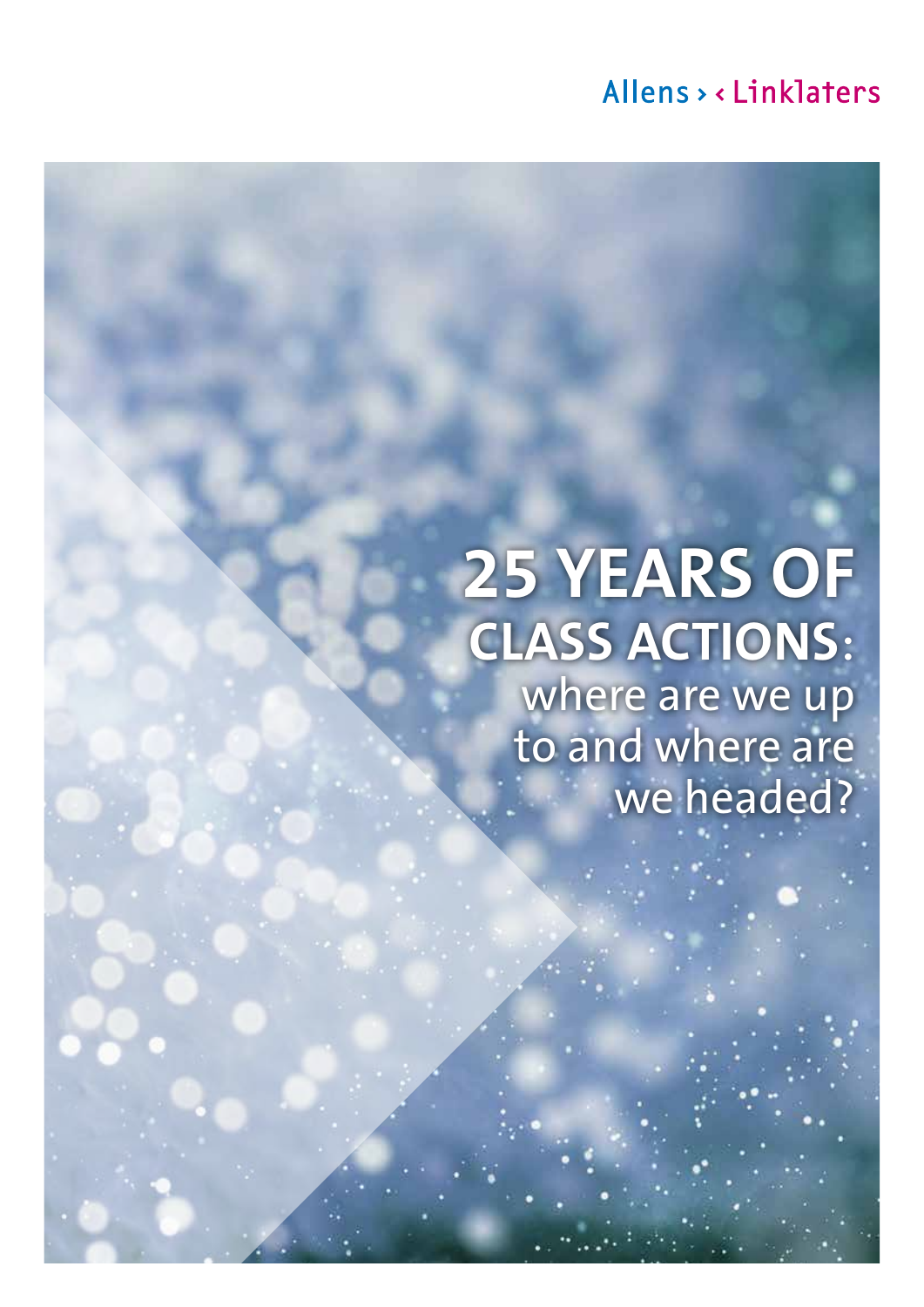Allens > < Linklaters

# 25 YEARS OF CLASS ACTIONS: where are we up to and where are we headed?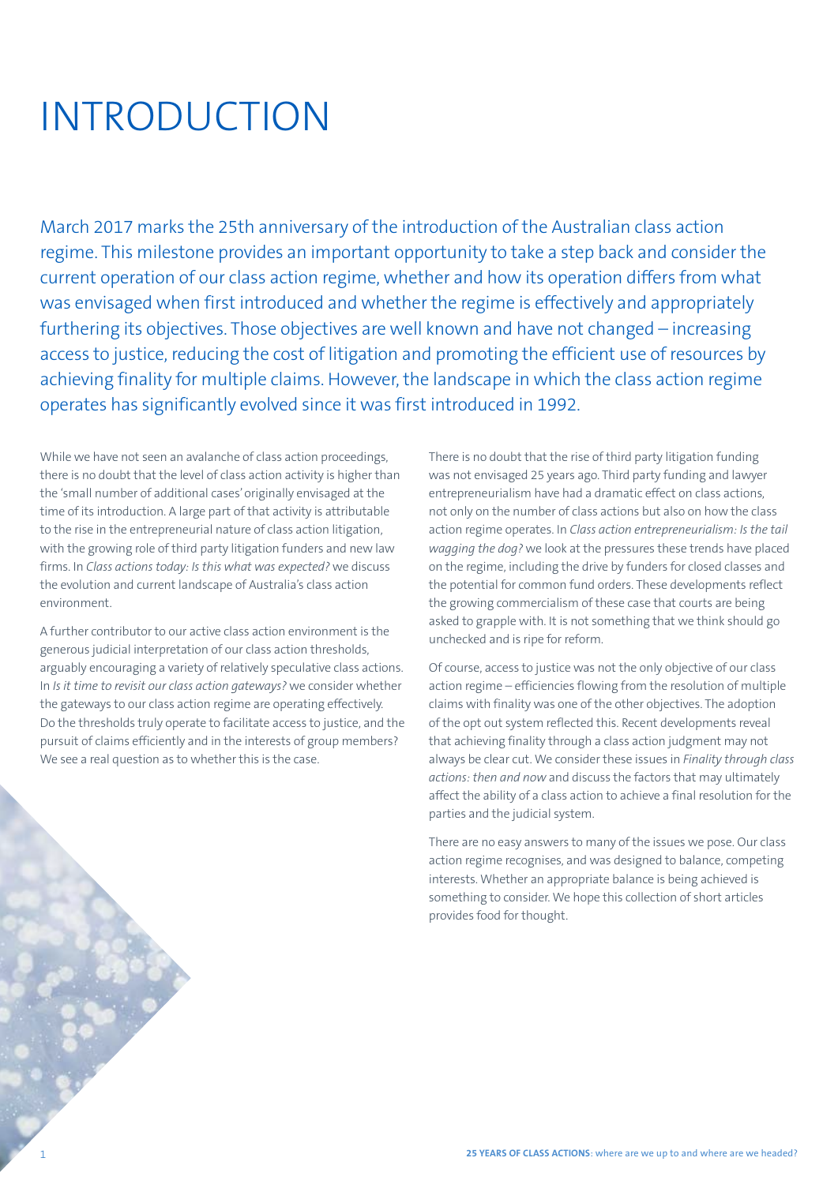# INTRODUCTION

March 2017 marks the 25th anniversary of the introduction of the Australian class action regime. This milestone provides an important opportunity to take a step back and consider the current operation of our class action regime, whether and how its operation differs from what was envisaged when first introduced and whether the regime is effectively and appropriately furthering its objectives. Those objectives are well known and have not changed – increasing access to justice, reducing the cost of litigation and promoting the efficient use of resources by achieving finality for multiple claims. However, the landscape in which the class action regime operates has significantly evolved since it was first introduced in 1992.

While we have not seen an avalanche of class action proceedings, there is no doubt that the level of class action activity is higher than the 'small number of additional cases' originally envisaged at the time of its introduction. A large part of that activity is attributable to the rise in the entrepreneurial nature of class action litigation, with the growing role of third party litigation funders and new law firms. In *Class actions today: Is this what was expected?* we discuss the evolution and current landscape of Australia's class action environment.

A further contributor to our active class action environment is the generous judicial interpretation of our class action thresholds, arguably encouraging a variety of relatively speculative class actions. In *Is it time to revisit our class action gateways?* we consider whether the gateways to our class action regime are operating effectively. Do the thresholds truly operate to facilitate access to justice, and the pursuit of claims efficiently and in the interests of group members? We see a real question as to whether this is the case.

There is no doubt that the rise of third party litigation funding was not envisaged 25 years ago. Third party funding and lawyer entrepreneurialism have had a dramatic effect on class actions, not only on the number of class actions but also on how the class action regime operates. In *Class action entrepreneurialism: Is the tail wagging the dog?* we look at the pressures these trends have placed on the regime, including the drive by funders for closed classes and the potential for common fund orders. These developments reflect the growing commercialism of these case that courts are being asked to grapple with. It is not something that we think should go unchecked and is ripe for reform.

Of course, access to justice was not the only objective of our class action regime – efficiencies flowing from the resolution of multiple claims with finality was one of the other objectives. The adoption of the opt out system reflected this. Recent developments reveal that achieving finality through a class action judgment may not always be clear cut. We consider these issues in *Finality through class actions: then and now* and discuss the factors that may ultimately affect the ability of a class action to achieve a final resolution for the parties and the judicial system.

There are no easy answers to many of the issues we pose. Our class action regime recognises, and was designed to balance, competing interests. Whether an appropriate balance is being achieved is something to consider. We hope this collection of short articles provides food for thought.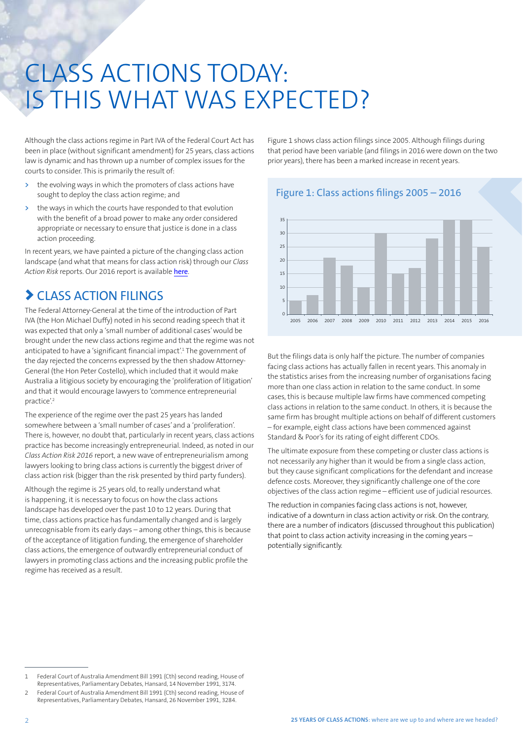# CLASS ACTIONS TODAY: IS THIS WHAT WAS EXPECTED?

Although the class actions regime in Part IVA of the Federal Court Act has been in place (without significant amendment) for 25 years, class actions law is dynamic and has thrown up a number of complex issues for the courts to consider. This is primarily the result of:

- the evolving ways in which the promoters of class actions have sought to deploy the class action regime; and
- the ways in which the courts have responded to that evolution with the benefit of a broad power to make any order considered appropriate or necessary to ensure that justice is done in a class action proceeding.

In recent years, we have painted a picture of the changing class action landscape (and what that means for class action risk) through our *Class Action Risk* reports. Our 2016 report is available here.

## CLASS ACTION FILINGS

The Federal Attorney-General at the time of the introduction of Part IVA (the Hon Michael Duffy) noted in his second reading speech that it was expected that only a 'small number of additional cases' would be brought under the new class actions regime and that the regime was not anticipated to have a 'significant financial impact'.[1] The government of the day rejected the concerns expressed by the then shadow Attorney-General (the Hon Peter Costello), which included that it would make Australia a litigious society by encouraging the 'proliferation of litigation' and that it would encourage lawyers to 'commence entrepreneurial practice'.[2]

The experience of the regime over the past 25 years has landed somewhere between a 'small number of cases' and a 'proliferation'. There is, however, no doubt that, particularly in recent years, class actions practice has become increasingly entrepreneurial. Indeed, as noted in our *Class Action Risk 2016* report, a new wave of entrepreneurialism among lawyers looking to bring class actions is currently the biggest driver of class action risk (bigger than the risk presented by third party funders).

Although the regime is 25 years old, to really understand what is happening, it is necessary to focus on how the class actions landscape has developed over the past 10 to 12 years. During that time, class actions practice has fundamentally changed and is largely unrecognisable from its early days – among other things, this is because of the acceptance of litigation funding, the emergence of shareholder class actions, the emergence of outwardly entrepreneurial conduct of lawyers in promoting class actions and the increasing public profile the regime has received as a result.

Figure 1 shows class action filings since 2005. Although filings during that period have been variable (and filings in 2016 were down on the two prior years), there has been a marked increase in recent years.

### Figure 1: Class actions filings 2005 – 2016

| Year | Filings |
|---|---|
| 2005 | 5 |
| 2006 | 7 |
| 2007 | 21 |
| 2008 | 18 |
| 2009 | 10 |
| 2010 | 30 |
| 2011 | 15 |
| 2012 | 17 |
| 2013 | 28 |
| 2014 | 35 |
| 2015 | 35 |
| 2016 | 25 |

But the filings data is only half the picture. The number of companies facing class actions has actually fallen in recent years. This anomaly in the statistics arises from the increasing number of organisations facing more than one class action in relation to the same conduct. In some cases, this is because multiple law firms have commenced competing class actions in relation to the same conduct. In others, it is because the same firm has brought multiple actions on behalf of different customers – for example, eight class actions have been commenced against Standard & Poor's for its rating of eight different CDOs.

The ultimate exposure from these competing or cluster class actions is not necessarily any higher than it would be from a single class action, but they cause significant complications for the defendant and increase defence costs. Moreover, they significantly challenge one of the core objectives of the class action regime – efficient use of judicial resources.

The reduction in companies facing class actions is not, however, indicative of a downturn in class action activity or risk. On the contrary, there are a number of indicators (discussed throughout this publication) that point to class action activity increasing in the coming years – potentially significantly.

---

1 Federal Court of Australia Amendment Bill 1991 (Cth) second reading, House of Representatives, Parliamentary Debates, Hansard, 14 November 1991, 3174.

2 Federal Court of Australia Amendment Bill 1991 (Cth) second reading, House of Representatives, Parliamentary Debates, Hansard, 26 November 1991, 3284.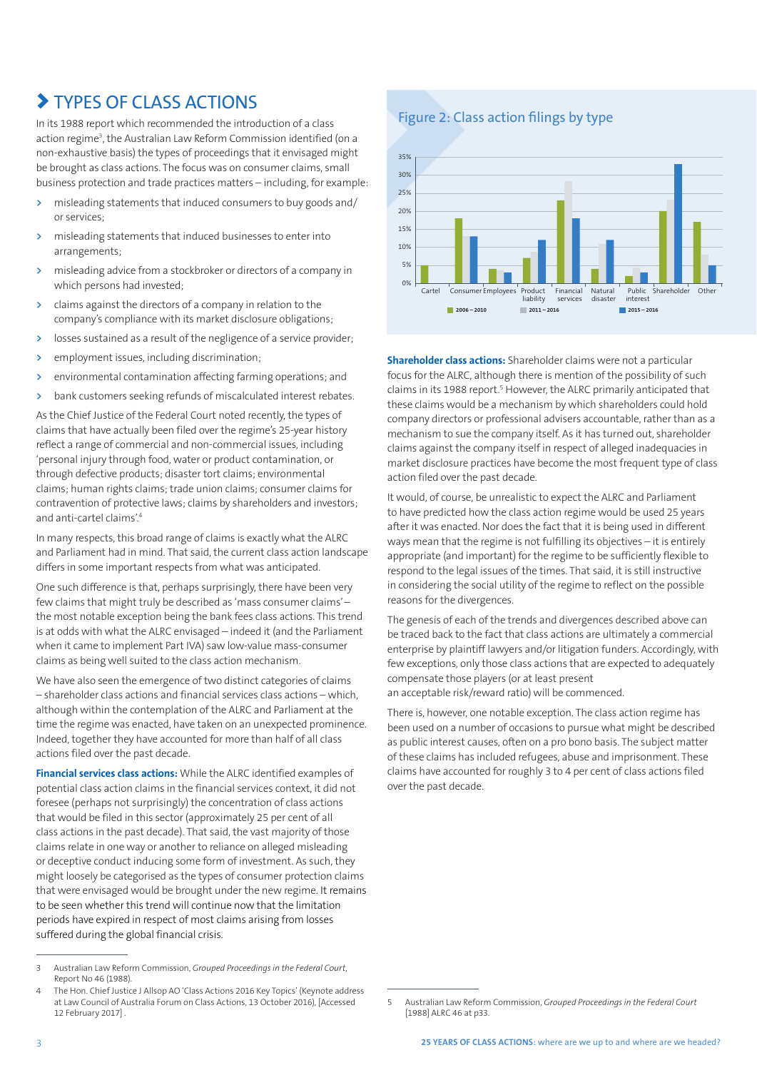## TYPES OF CLASS ACTIONS

In its 1988 report which recommended the introduction of a class action regime[3], the Australian Law Reform Commission identified (on a non-exhaustive basis) the types of proceedings that it envisaged might be brought as class actions. The focus was on consumer claims, small business protection and trade practices matters – including, for example:

- misleading statements that induced consumers to buy goods and/or services;
- misleading statements that induced businesses to enter into arrangements;
- misleading advice from a stockbroker or directors of a company in which persons had invested;
- claims against the directors of a company in relation to the company's compliance with its market disclosure obligations;
- losses sustained as a result of the negligence of a service provider;
- employment issues, including discrimination;
- environmental contamination affecting farming operations; and
- bank customers seeking refunds of miscalculated interest rebates.

As the Chief Justice of the Federal Court noted recently, the types of claims that have actually been filed over the regime's 25-year history reflect a range of commercial and non-commercial issues, including 'personal injury through food, water or product contamination, or through defective products; disaster tort claims; environmental claims; human rights claims; trade union claims; consumer claims for contravention of protective laws; claims by shareholders and investors; and anti-cartel claims'.[4]

In many respects, this broad range of claims is exactly what the ALRC and Parliament had in mind. That said, the current class action landscape differs in some important respects from what was anticipated.

One such difference is that, perhaps surprisingly, there have been very few claims that might truly be described as 'mass consumer claims' – the most notable exception being the bank fees class actions. This trend is at odds with what the ALRC envisaged – indeed it (and the Parliament when it came to implement Part IVA) saw low-value mass-consumer claims as being well suited to the class action mechanism.

We have also seen the emergence of two distinct categories of claims – shareholder class actions and financial services class actions – which, although within the contemplation of the ALRC and Parliament at the time the regime was enacted, have taken on an unexpected prominence. Indeed, together they have accounted for more than half of all class actions filed over the past decade.

**Financial services class actions:** While the ALRC identified examples of potential class action claims in the financial services context, it did not foresee (perhaps not surprisingly) the concentration of class actions that would be filed in this sector (approximately 25 per cent of all class actions in the past decade). That said, the vast majority of those claims relate in one way or another to reliance on alleged misleading or deceptive conduct inducing some form of investment. As such, they might loosely be categorised as the types of consumer protection claims that were envisaged would be brought under the new regime. It remains to be seen whether this trend will continue now that the limitation periods have expired in respect of most claims arising from losses suffered during the global financial crisis.

### Figure 2: Class action filings by type

Categories: Cartel, Consumer, Employees, Product liability, Financial services, Natural disaster, Public interest, Shareholder, Other. Legend: 2006 – 2010; 2011 – 2016; 2015 – 2016.

**Shareholder class actions:** Shareholder claims were not a particular focus for the ALRC, although there is mention of the possibility of such claims in its 1988 report.[5] However, the ALRC primarily anticipated that these claims would be a mechanism by which shareholders could hold company directors or professional advisers accountable, rather than as a mechanism to sue the company itself. As it has turned out, shareholder claims against the company itself in respect of alleged inadequacies in market disclosure practices have become the most frequent type of class action filed over the past decade.

It would, of course, be unrealistic to expect the ALRC and Parliament to have predicted how the class action regime would be used 25 years after it was enacted. Nor does the fact that it is being used in different ways mean that the regime is not fulfilling its objectives – it is entirely appropriate (and important) for the regime to be sufficiently flexible to respond to the legal issues of the times. That said, it is still instructive in considering the social utility of the regime to reflect on the possible reasons for the divergences.

The genesis of each of the trends and divergences described above can be traced back to the fact that class actions are ultimately a commercial enterprise by plaintiff lawyers and/or litigation funders. Accordingly, with few exceptions, only those class actions that are expected to adequately compensate those players (or at least present an acceptable risk/reward ratio) will be commenced.

There is, however, one notable exception. The class action regime has been used on a number of occasions to pursue what might be described as public interest causes, often on a pro bono basis. The subject matter of these claims has included refugees, abuse and imprisonment. These claims have accounted for roughly 3 to 4 per cent of class actions filed over the past decade.

---

3 Australian Law Reform Commission, *Grouped Proceedings in the Federal Court*, Report No 46 (1988).

4 The Hon. Chief Justice J Allsop AO 'Class Actions 2016 Key Topics' (Keynote address at Law Council of Australia Forum on Class Actions, 13 October 2016), [Accessed 12 February 2017].

5 Australian Law Reform Commission, *Grouped Proceedings in the Federal Court* [1988] ALRC 46 at p33.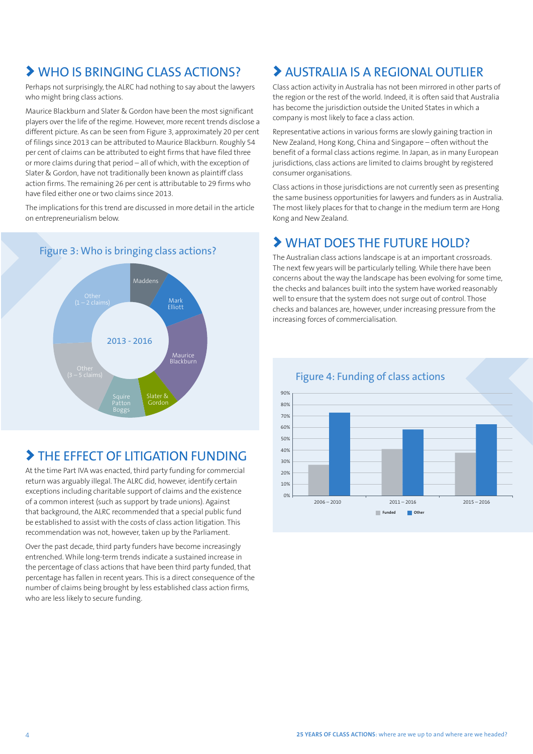## WHO IS BRINGING CLASS ACTIONS?

Perhaps not surprisingly, the ALRC had nothing to say about the lawyers who might bring class actions.

Maurice Blackburn and Slater & Gordon have been the most significant players over the life of the regime. However, more recent trends disclose a different picture. As can be seen from Figure 3, approximately 20 per cent of filings since 2013 can be attributed to Maurice Blackburn. Roughly 54 per cent of claims can be attributed to eight firms that have filed three or more claims during that period – all of which, with the exception of Slater & Gordon, have not traditionally been known as plaintiff class action firms. The remaining 26 per cent is attributable to 29 firms who have filed either one or two claims since 2013.

The implications for this trend are discussed in more detail in the article on entrepreneurialism below.

Figure 3: Who is bringing class actions?

2013 - 2016

Maddens, Mark Elliott, Maurice Blackburn, Slater & Gordon, Squire Patton Boggs, Other (3 – 5 claims), Other (1 – 2 claims)

## THE EFFECT OF LITIGATION FUNDING

At the time Part IVA was enacted, third party funding for commercial return was arguably illegal. The ALRC did, however, identify certain exceptions including charitable support of claims and the existence of a common interest (such as support by trade unions). Against that background, the ALRC recommended that a special public fund be established to assist with the costs of class action litigation. This recommendation was not, however, taken up by the Parliament.

Over the past decade, third party funders have become increasingly entrenched. While long-term trends indicate a sustained increase in the percentage of class actions that have been third party funded, that percentage has fallen in recent years. This is a direct consequence of the number of claims being brought by less established class action firms, who are less likely to secure funding.

## AUSTRALIA IS A REGIONAL OUTLIER

Class action activity in Australia has not been mirrored in other parts of the region or the rest of the world. Indeed, it is often said that Australia has become the jurisdiction outside the United States in which a company is most likely to face a class action.

Representative actions in various forms are slowly gaining traction in New Zealand, Hong Kong, China and Singapore – often without the benefit of a formal class actions regime. In Japan, as in many European jurisdictions, class actions are limited to claims brought by registered consumer organisations.

Class actions in those jurisdictions are not currently seen as presenting the same business opportunities for lawyers and funders as in Australia. The most likely places for that to change in the medium term are Hong Kong and New Zealand.

## WHAT DOES THE FUTURE HOLD?

The Australian class actions landscape is at an important crossroads. The next few years will be particularly telling. While there have been concerns about the way the landscape has been evolving for some time, the checks and balances built into the system have worked reasonably well to ensure that the system does not surge out of control. Those checks and balances are, however, under increasing pressure from the increasing forces of commercialisation.

Figure 4: Funding of class actions

| | Funded | Other |
|---|---|---|
| 2006 – 2010 | ~27% | ~73% |
| 2011 – 2016 | ~41% | ~58% |
| 2015 – 2016 | ~38% | ~62% |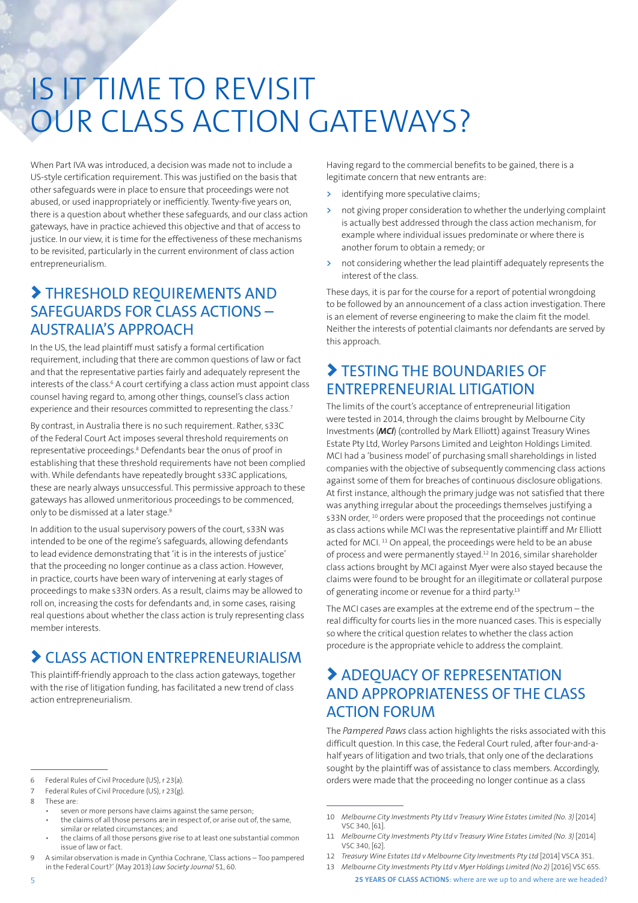# IS IT TIME TO REVISIT OUR CLASS ACTION GATEWAYS?

When Part IVA was introduced, a decision was made not to include a US-style certification requirement. This was justified on the basis that other safeguards were in place to ensure that proceedings were not abused, or used inappropriately or inefficiently. Twenty-five years on, there is a question about whether these safeguards, and our class action gateways, have in practice achieved this objective and that of access to justice. In our view, it is time for the effectiveness of these mechanisms to be revisited, particularly in the current environment of class action entrepreneurialism.

## THRESHOLD REQUIREMENTS AND SAFEGUARDS FOR CLASS ACTIONS – AUSTRALIA'S APPROACH

In the US, the lead plaintiff must satisfy a formal certification requirement, including that there are common questions of law or fact and that the representative parties fairly and adequately represent the interests of the class.[6] A court certifying a class action must appoint class counsel having regard to, among other things, counsel's class action experience and their resources committed to representing the class.[7]

By contrast, in Australia there is no such requirement. Rather, s33C of the Federal Court Act imposes several threshold requirements on representative proceedings.[8] Defendants bear the onus of proof in establishing that these threshold requirements have not been complied with. While defendants have repeatedly brought s33C applications, these are nearly always unsuccessful. This permissive approach to these gateways has allowed unmeritorious proceedings to be commenced, only to be dismissed at a later stage.[9]

In addition to the usual supervisory powers of the court, s33N was intended to be one of the regime's safeguards, allowing defendants to lead evidence demonstrating that 'it is in the interests of justice' that the proceeding no longer continue as a class action. However, in practice, courts have been wary of intervening at early stages of proceedings to make s33N orders. As a result, claims may be allowed to roll on, increasing the costs for defendants and, in some cases, raising real questions about whether the class action is truly representing class member interests.

## CLASS ACTION ENTREPRENEURIALISM

This plaintiff-friendly approach to the class action gateways, together with the rise of litigation funding, has facilitated a new trend of class action entrepreneurialism.

Having regard to the commercial benefits to be gained, there is a legitimate concern that new entrants are:

- identifying more speculative claims;
- not giving proper consideration to whether the underlying complaint is actually best addressed through the class action mechanism, for example where individual issues predominate or where there is another forum to obtain a remedy; or
- not considering whether the lead plaintiff adequately represents the interest of the class.

These days, it is par for the course for a report of potential wrongdoing to be followed by an announcement of a class action investigation. There is an element of reverse engineering to make the claim fit the model. Neither the interests of potential claimants nor defendants are served by this approach.

## TESTING THE BOUNDARIES OF ENTREPRENEURIAL LITIGATION

The limits of the court's acceptance of entrepreneurial litigation were tested in 2014, through the claims brought by Melbourne City Investments (***MCI***) (controlled by Mark Elliott) against Treasury Wines Estate Pty Ltd, Worley Parsons Limited and Leighton Holdings Limited. MCI had a 'business model' of purchasing small shareholdings in listed companies with the objective of subsequently commencing class actions against some of them for breaches of continuous disclosure obligations. At first instance, although the primary judge was not satisfied that there was anything irregular about the proceedings themselves justifying a s33N order,[10] orders were proposed that the proceedings not continue as class actions while MCI was the representative plaintiff and Mr Elliott acted for MCI.[11] On appeal, the proceedings were held to be an abuse of process and were permanently stayed.[12] In 2016, similar shareholder class actions brought by MCI against Myer were also stayed because the claims were found to be brought for an illegitimate or collateral purpose of generating income or revenue for a third party.[13]

The MCI cases are examples at the extreme end of the spectrum – the real difficulty for courts lies in the more nuanced cases. This is especially so where the critical question relates to whether the class action procedure is the appropriate vehicle to address the complaint.

## ADEQUACY OF REPRESENTATION AND APPROPRIATENESS OF THE CLASS ACTION FORUM

The *Pampered Paws* class action highlights the risks associated with this difficult question. In this case, the Federal Court ruled, after four-and-a-half years of litigation and two trials, that only one of the declarations sought by the plaintiff was of assistance to class members. Accordingly, orders were made that the proceeding no longer continue as a class

---

6 Federal Rules of Civil Procedure (US), r 23(a).

7 Federal Rules of Civil Procedure (US), r 23(g).

8 These are:
- seven or more persons have claims against the same person;
- the claims of all those persons are in respect of, or arise out of, the same, similar or related circumstances; and
- the claims of all those persons give rise to at least one substantial common issue of law or fact.

9 A similar observation is made in Cynthia Cochrane, 'Class actions – Too pampered in the Federal Court?' (May 2013) *Law Society Journal* 51, 60.

10 *Melbourne City Investments Pty Ltd v Treasury Wine Estates Limited (No. 3)* [2014] VSC 340, [61].

11 *Melbourne City Investments Pty Ltd v Treasury Wine Estates Limited (No. 3)* [2014] VSC 340, [62].

12 *Treasury Wine Estates Ltd v Melbourne City Investments Pty Ltd* [2014] VSCA 351.

13 *Melbourne City Investments Pty Ltd v Myer Holdings Limited (No 2)* [2016] VSC 655.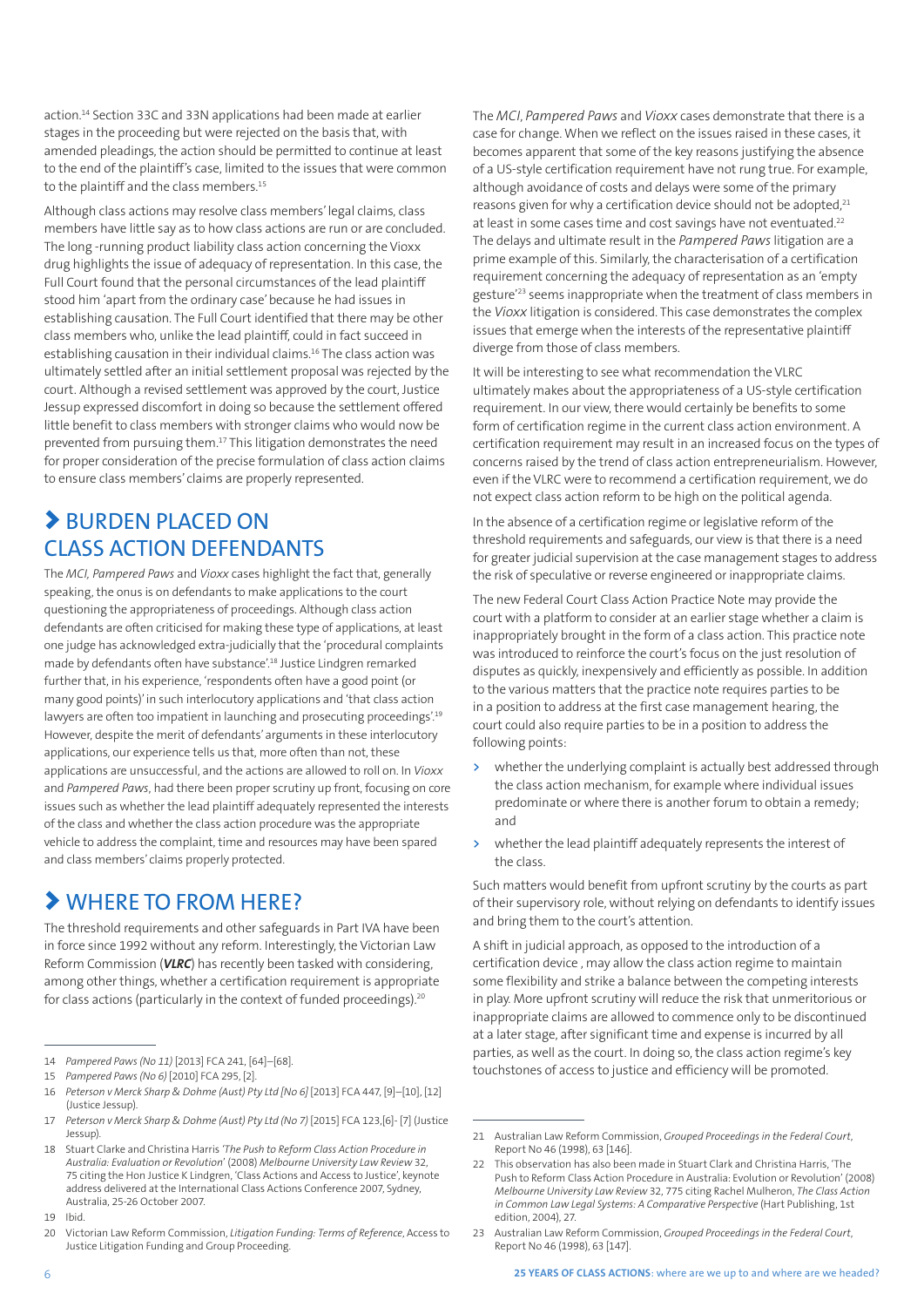action.[14] Section 33C and 33N applications had been made at earlier stages in the proceeding but were rejected on the basis that, with amended pleadings, the action should be permitted to continue at least to the end of the plaintiff's case, limited to the issues that were common to the plaintiff and the class members.[15]

Although class actions may resolve class members' legal claims, class members have little say as to how class actions are run or are concluded. The long -running product liability class action concerning the Vioxx drug highlights the issue of adequacy of representation. In this case, the Full Court found that the personal circumstances of the lead plaintiff stood him 'apart from the ordinary case' because he had issues in establishing causation. The Full Court identified that there may be other class members who, unlike the lead plaintiff, could in fact succeed in establishing causation in their individual claims.[16] The class action was ultimately settled after an initial settlement proposal was rejected by the court. Although a revised settlement was approved by the court, Justice Jessup expressed discomfort in doing so because the settlement offered little benefit to class members with stronger claims who would now be prevented from pursuing them.[17] This litigation demonstrates the need for proper consideration of the precise formulation of class action claims to ensure class members' claims are properly represented.

## BURDEN PLACED ON CLASS ACTION DEFENDANTS

The *MCI, Pampered Paws* and *Vioxx* cases highlight the fact that, generally speaking, the onus is on defendants to make applications to the court questioning the appropriateness of proceedings. Although class action defendants are often criticised for making these type of applications, at least one judge has acknowledged extra-judicially that the 'procedural complaints made by defendants often have substance'.[18] Justice Lindgren remarked further that, in his experience, 'respondents often have a good point (or many good points)' in such interlocutory applications and 'that class action lawyers are often too impatient in launching and prosecuting proceedings'.[19] However, despite the merit of defendants' arguments in these interlocutory applications, our experience tells us that, more often than not, these applications are unsuccessful, and the actions are allowed to roll on. In *Vioxx* and *Pampered Paws*, had there been proper scrutiny up front, focusing on core issues such as whether the lead plaintiff adequately represented the interests of the class and whether the class action procedure was the appropriate vehicle to address the complaint, time and resources may have been spared and class members' claims properly protected.

## WHERE TO FROM HERE?

The threshold requirements and other safeguards in Part IVA have been in force since 1992 without any reform. Interestingly, the Victorian Law Reform Commission (***VLRC***) has recently been tasked with considering, among other things, whether a certification requirement is appropriate for class actions (particularly in the context of funded proceedings).[20]

The *MCI*, *Pampered Paws* and *Vioxx* cases demonstrate that there is a case for change. When we reflect on the issues raised in these cases, it becomes apparent that some of the key reasons justifying the absence of a US-style certification requirement have not rung true. For example, although avoidance of costs and delays were some of the primary reasons given for why a certification device should not be adopted,[21] at least in some cases time and cost savings have not eventuated.[22] The delays and ultimate result in the *Pampered Paws* litigation are a prime example of this. Similarly, the characterisation of a certification requirement concerning the adequacy of representation as an 'empty gesture'[23] seems inappropriate when the treatment of class members in the *Vioxx* litigation is considered. This case demonstrates the complex issues that emerge when the interests of the representative plaintiff diverge from those of class members.

It will be interesting to see what recommendation the VLRC ultimately makes about the appropriateness of a US-style certification requirement. In our view, there would certainly be benefits to some form of certification regime in the current class action environment. A certification requirement may result in an increased focus on the types of concerns raised by the trend of class action entrepreneurialism. However, even if the VLRC were to recommend a certification requirement, we do not expect class action reform to be high on the political agenda.

In the absence of a certification regime or legislative reform of the threshold requirements and safeguards, our view is that there is a need for greater judicial supervision at the case management stages to address the risk of speculative or reverse engineered or inappropriate claims.

The new Federal Court Class Action Practice Note may provide the court with a platform to consider at an earlier stage whether a claim is inappropriately brought in the form of a class action. This practice note was introduced to reinforce the court's focus on the just resolution of disputes as quickly, inexpensively and efficiently as possible. In addition to the various matters that the practice note requires parties to be in a position to address at the first case management hearing, the court could also require parties to be in a position to address the following points:

- whether the underlying complaint is actually best addressed through the class action mechanism, for example where individual issues predominate or where there is another forum to obtain a remedy; and
- whether the lead plaintiff adequately represents the interest of the class.

Such matters would benefit from upfront scrutiny by the courts as part of their supervisory role, without relying on defendants to identify issues and bring them to the court's attention.

A shift in judicial approach, as opposed to the introduction of a certification device , may allow the class action regime to maintain some flexibility and strike a balance between the competing interests in play. More upfront scrutiny will reduce the risk that unmeritorious or inappropriate claims are allowed to commence only to be discontinued at a later stage, after significant time and expense is incurred by all parties, as well as the court. In doing so, the class action regime's key touchstones of access to justice and efficiency will be promoted.

---

14 *Pampered Paws (No 11)* [2013] FCA 241, [64]–[68].

15 *Pampered Paws (No 6)* [2010] FCA 295, [2].

16 *Peterson v Merck Sharp & Dohme (Aust) Pty Ltd [No 6]* [2013] FCA 447, [9]–[10], [12] (Justice Jessup).

17 *Peterson v Merck Sharp & Dohme (Aust) Pty Ltd (No 7)* [2015] FCA 123,[6]- [7] (Justice Jessup).

18 Stuart Clarke and Christina Harris *'The Push to Reform Class Action Procedure in Australia: Evaluation or Revolution'* (2008) *Melbourne University Law Review* 32, 75 citing the Hon Justice K Lindgren, 'Class Actions and Access to Justice', keynote address delivered at the International Class Actions Conference 2007, Sydney, Australia, 25-26 October 2007.

19 Ibid.

20 Victorian Law Reform Commission, *Litigation Funding: Terms of Reference*, Access to Justice Litigation Funding and Group Proceeding.

21 Australian Law Reform Commission, *Grouped Proceedings in the Federal Court*, Report No 46 (1998), 63 [146].

22 This observation has also been made in Stuart Clark and Christina Harris, 'The Push to Reform Class Action Procedure in Australia: Evolution or Revolution' (2008) *Melbourne University Law Review* 32, 775 citing Rachel Mulheron, *The Class Action in Common Law Legal Systems: A Comparative Perspective* (Hart Publishing, 1st edition, 2004), 27.

23 Australian Law Reform Commission, *Grouped Proceedings in the Federal Court*, Report No 46 (1998), 63 [147].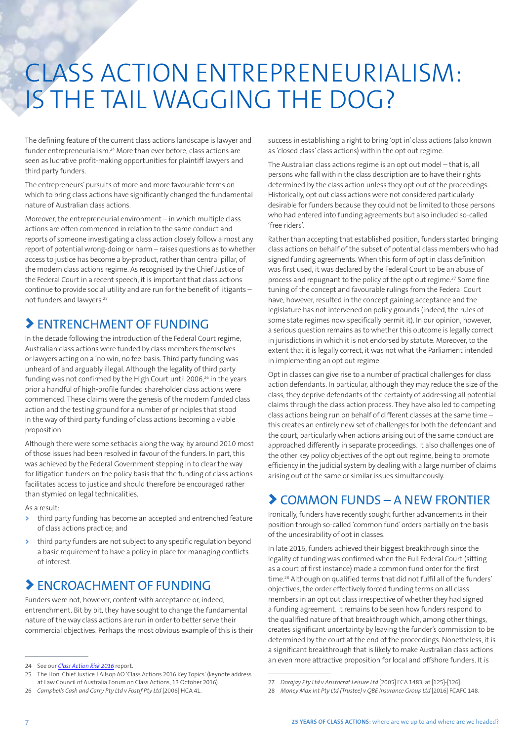# CLASS ACTION ENTREPRENEURIALISM: IS THE TAIL WAGGING THE DOG?

The defining feature of the current class actions landscape is lawyer and funder entrepreneurialism.[24] More than ever before, class actions are seen as lucrative profit-making opportunities for plaintiff lawyers and third party funders.

The entrepreneurs' pursuits of more and more favourable terms on which to bring class actions have significantly changed the fundamental nature of Australian class actions.

Moreover, the entrepreneurial environment – in which multiple class actions are often commenced in relation to the same conduct and reports of someone investigating a class action closely follow almost any report of potential wrong-doing or harm – raises questions as to whether access to justice has become a by-product, rather than central pillar, of the modern class actions regime. As recognised by the Chief Justice of the Federal Court in a recent speech, it is important that class actions continue to provide social utility and are run for the benefit of litigants – not funders and lawyers.[25]

## ENTRENCHMENT OF FUNDING

In the decade following the introduction of the Federal Court regime, Australian class actions were funded by class members themselves or lawyers acting on a 'no win, no fee' basis. Third party funding was unheard of and arguably illegal. Although the legality of third party funding was not confirmed by the High Court until 2006,[26] in the years prior a handful of high-profile funded shareholder class actions were commenced. These claims were the genesis of the modern funded class action and the testing ground for a number of principles that stood in the way of third party funding of class actions becoming a viable proposition.

Although there were some setbacks along the way, by around 2010 most of those issues had been resolved in favour of the funders. In part, this was achieved by the Federal Government stepping in to clear the way for litigation funders on the policy basis that the funding of class actions facilitates access to justice and should therefore be encouraged rather than stymied on legal technicalities.

As a result:

- third party funding has become an accepted and entrenched feature of class actions practice; and
- third party funders are not subject to any specific regulation beyond a basic requirement to have a policy in place for managing conflicts of interest.

## ENCROACHMENT OF FUNDING

Funders were not, however, content with acceptance or, indeed, entrenchment. Bit by bit, they have sought to change the fundamental nature of the way class actions are run in order to better serve their commercial objectives. Perhaps the most obvious example of this is their success in establishing a right to bring 'opt in' class actions (also known as 'closed class' class actions) within the opt out regime.

The Australian class actions regime is an opt out model – that is, all persons who fall within the class description are to have their rights determined by the class action unless they opt out of the proceedings. Historically, opt out class actions were not considered particularly desirable for funders because they could not be limited to those persons who had entered into funding agreements but also included so-called 'free riders'.

Rather than accepting that established position, funders started bringing class actions on behalf of the subset of potential class members who had signed funding agreements. When this form of opt in class definition was first used, it was declared by the Federal Court to be an abuse of process and repugnant to the policy of the opt out regime.[27] Some fine tuning of the concept and favourable rulings from the Federal Court have, however, resulted in the concept gaining acceptance and the legislature has not intervened on policy grounds (indeed, the rules of some state regimes now specifically permit it). In our opinion, however, a serious question remains as to whether this outcome is legally correct in jurisdictions in which it is not endorsed by statute. Moreover, to the extent that it is legally correct, it was not what the Parliament intended in implementing an opt out regime.

Opt in classes can give rise to a number of practical challenges for class action defendants. In particular, although they may reduce the size of the class, they deprive defendants of the certainty of addressing all potential claims through the class action process. They have also led to competing class actions being run on behalf of different classes at the same time – this creates an entirely new set of challenges for both the defendant and the court, particularly when actions arising out of the same conduct are approached differently in separate proceedings. It also challenges one of the other key policy objectives of the opt out regime, being to promote efficiency in the judicial system by dealing with a large number of claims arising out of the same or similar issues simultaneously.

## COMMON FUNDS – A NEW FRONTIER

Ironically, funders have recently sought further advancements in their position through so-called 'common fund' orders partially on the basis of the undesirability of opt in classes.

In late 2016, funders achieved their biggest breakthrough since the legality of funding was confirmed when the Full Federal Court (sitting as a court of first instance) made a common fund order for the first time.[28] Although on qualified terms that did not fulfil all of the funders' objectives, the order effectively forced funding terms on all class members in an opt out class irrespective of whether they had signed a funding agreement. It remains to be seen how funders respond to the qualified nature of that breakthrough which, among other things, creates significant uncertainty by leaving the funder's commission to be determined by the court at the end of the proceedings. Nonetheless, it is a significant breakthrough that is likely to make Australian class actions an even more attractive proposition for local and offshore funders. It is

---

24 See our *Class Action Risk 2016* report.

25 The Hon. Chief Justice J Allsop AO 'Class Actions 2016 Key Topics' (keynote address at Law Council of Australia Forum on Class Actions, 13 October 2016).

26 *Campbells Cash and Carry Pty Ltd v Fostif Pty Ltd* [2006] HCA 41.

27 *Dorajay Pty Ltd v Aristocrat Leisure Ltd* [2005] FCA 1483; at [125]-[126].

28 *Money Max Int Pty Ltd (Trustee) v QBE Insurance Group Ltd* [2016] FCAFC 148.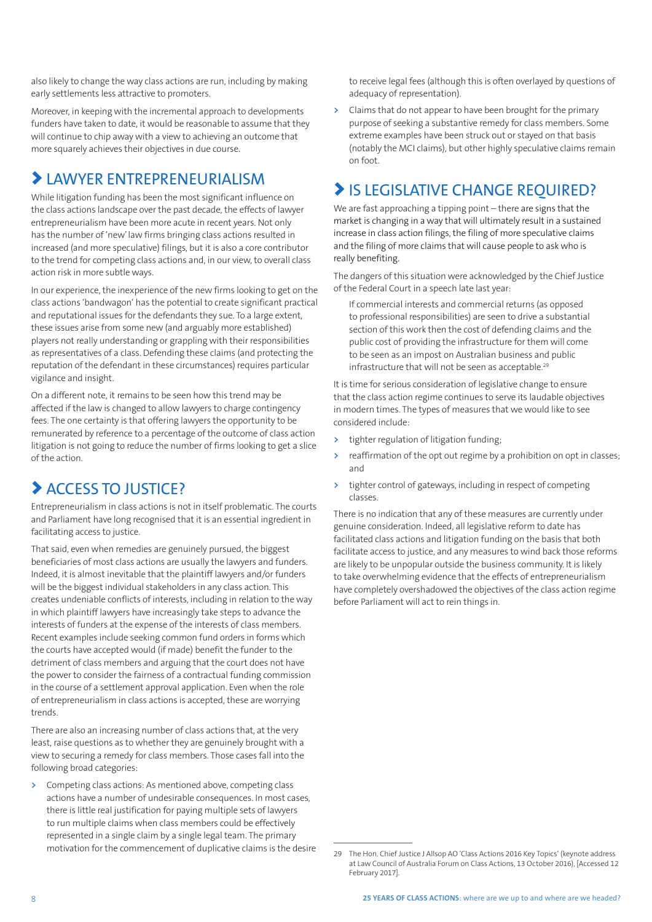also likely to change the way class actions are run, including by making early settlements less attractive to promoters.

Moreover, in keeping with the incremental approach to developments funders have taken to date, it would be reasonable to assume that they will continue to chip away with a view to achieving an outcome that more squarely achieves their objectives in due course.

## LAWYER ENTREPRENEURIALISM

While litigation funding has been the most significant influence on the class actions landscape over the past decade, the effects of lawyer entrepreneurialism have been more acute in recent years. Not only has the number of 'new' law firms bringing class actions resulted in increased (and more speculative) filings, but it is also a core contributor to the trend for competing class actions and, in our view, to overall class action risk in more subtle ways.

In our experience, the inexperience of the new firms looking to get on the class actions 'bandwagon' has the potential to create significant practical and reputational issues for the defendants they sue. To a large extent, these issues arise from some new (and arguably more established) players not really understanding or grappling with their responsibilities as representatives of a class. Defending these claims (and protecting the reputation of the defendant in these circumstances) requires particular vigilance and insight.

On a different note, it remains to be seen how this trend may be affected if the law is changed to allow lawyers to charge contingency fees. The one certainty is that offering lawyers the opportunity to be remunerated by reference to a percentage of the outcome of class action litigation is not going to reduce the number of firms looking to get a slice of the action.

## ACCESS TO JUSTICE?

Entrepreneurialism in class actions is not in itself problematic. The courts and Parliament have long recognised that it is an essential ingredient in facilitating access to justice.

That said, even when remedies are genuinely pursued, the biggest beneficiaries of most class actions are usually the lawyers and funders. Indeed, it is almost inevitable that the plaintiff lawyers and/or funders will be the biggest individual stakeholders in any class action. This creates undeniable conflicts of interests, including in relation to the way in which plaintiff lawyers have increasingly take steps to advance the interests of funders at the expense of the interests of class members. Recent examples include seeking common fund orders in forms which the courts have accepted would (if made) benefit the funder to the detriment of class members and arguing that the court does not have the power to consider the fairness of a contractual funding commission in the course of a settlement approval application. Even when the role of entrepreneurialism in class actions is accepted, these are worrying trends.

There are also an increasing number of class actions that, at the very least, raise questions as to whether they are genuinely brought with a view to securing a remedy for class members. Those cases fall into the following broad categories:

- Competing class actions: As mentioned above, competing class actions have a number of undesirable consequences. In most cases, there is little real justification for paying multiple sets of lawyers to run multiple claims when class members could be effectively represented in a single claim by a single legal team. The primary motivation for the commencement of duplicative claims is the desire to receive legal fees (although this is often overlayed by questions of adequacy of representation).
- Claims that do not appear to have been brought for the primary purpose of seeking a substantive remedy for class members. Some extreme examples have been struck out or stayed on that basis (notably the MCI claims), but other highly speculative claims remain on foot.

## IS LEGISLATIVE CHANGE REQUIRED?

We are fast approaching a tipping point – there are signs that the market is changing in a way that will ultimately result in a sustained increase in class action filings, the filing of more speculative claims and the filing of more claims that will cause people to ask who is really benefiting.

The dangers of this situation were acknowledged by the Chief Justice of the Federal Court in a speech late last year:

> If commercial interests and commercial returns (as opposed to professional responsibilities) are seen to drive a substantial section of this work then the cost of defending claims and the public cost of providing the infrastructure for them will come to be seen as an impost on Australian business and public infrastructure that will not be seen as acceptable.[29]

It is time for serious consideration of legislative change to ensure that the class action regime continues to serve its laudable objectives in modern times. The types of measures that we would like to see considered include:

- tighter regulation of litigation funding;
- reaffirmation of the opt out regime by a prohibition on opt in classes; and
- tighter control of gateways, including in respect of competing classes.

There is no indication that any of these measures are currently under genuine consideration. Indeed, all legislative reform to date has facilitated class actions and litigation funding on the basis that both facilitate access to justice, and any measures to wind back those reforms are likely to be unpopular outside the business community. It is likely to take overwhelming evidence that the effects of entrepreneurialism have completely overshadowed the objectives of the class action regime before Parliament will act to rein things in.

---

29 The Hon. Chief Justice J Allsop AO 'Class Actions 2016 Key Topics' (keynote address at Law Council of Australia Forum on Class Actions, 13 October 2016), [Accessed 12 February 2017].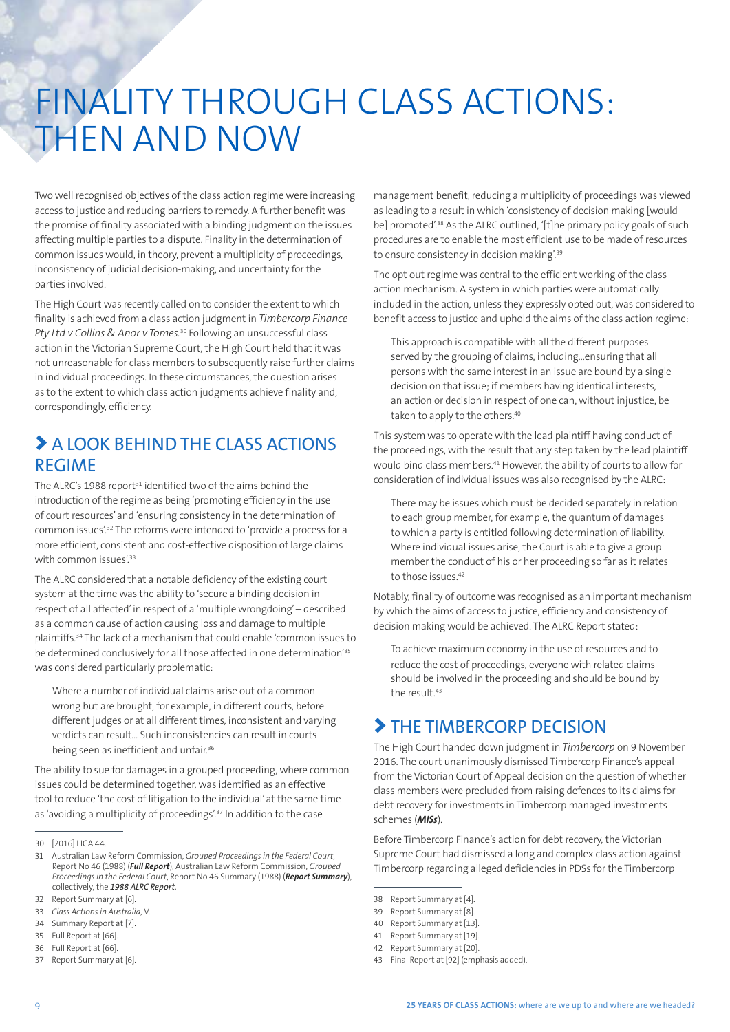# FINALITY THROUGH CLASS ACTIONS: THEN AND NOW

Two well recognised objectives of the class action regime were increasing access to justice and reducing barriers to remedy. A further benefit was the promise of finality associated with a binding judgment on the issues affecting multiple parties to a dispute. Finality in the determination of common issues would, in theory, prevent a multiplicity of proceedings, inconsistency of judicial decision-making, and uncertainty for the parties involved.

The High Court was recently called on to consider the extent to which finality is achieved from a class action judgment in *Timbercorp Finance Pty Ltd v Collins & Anor v Tomes*.[30] Following an unsuccessful class action in the Victorian Supreme Court, the High Court held that it was not unreasonable for class members to subsequently raise further claims in individual proceedings. In these circumstances, the question arises as to the extent to which class action judgments achieve finality and, correspondingly, efficiency.

## A LOOK BEHIND THE CLASS ACTIONS REGIME

The ALRC's 1988 report[31] identified two of the aims behind the introduction of the regime as being 'promoting efficiency in the use of court resources' and 'ensuring consistency in the determination of common issues'.[32] The reforms were intended to 'provide a process for a more efficient, consistent and cost-effective disposition of large claims with common issues'.[33]

The ALRC considered that a notable deficiency of the existing court system at the time was the ability to 'secure a binding decision in respect of all affected' in respect of a 'multiple wrongdoing' – described as a common cause of action causing loss and damage to multiple plaintiffs.[34] The lack of a mechanism that could enable 'common issues to be determined conclusively for all those affected in one determination'[35] was considered particularly problematic:

> Where a number of individual claims arise out of a common wrong but are brought, for example, in different courts, before different judges or at all different times, inconsistent and varying verdicts can result... Such inconsistencies can result in courts being seen as inefficient and unfair.[36]

The ability to sue for damages in a grouped proceeding, where common issues could be determined together, was identified as an effective tool to reduce 'the cost of litigation to the individual' at the same time as 'avoiding a multiplicity of proceedings'.[37] In addition to the case management benefit, reducing a multiplicity of proceedings was viewed as leading to a result in which 'consistency of decision making [would be] promoted'.[38] As the ALRC outlined, '[t]he primary policy goals of such procedures are to enable the most efficient use to be made of resources to ensure consistency in decision making'.[39]

The opt out regime was central to the efficient working of the class action mechanism. A system in which parties were automatically included in the action, unless they expressly opted out, was considered to benefit access to justice and uphold the aims of the class action regime:

> This approach is compatible with all the different purposes served by the grouping of claims, including...ensuring that all persons with the same interest in an issue are bound by a single decision on that issue; if members having identical interests, an action or decision in respect of one can, without injustice, be taken to apply to the others.[40]

This system was to operate with the lead plaintiff having conduct of the proceedings, with the result that any step taken by the lead plaintiff would bind class members.[41] However, the ability of courts to allow for consideration of individual issues was also recognised by the ALRC:

> There may be issues which must be decided separately in relation to each group member, for example, the quantum of damages to which a party is entitled following determination of liability. Where individual issues arise, the Court is able to give a group member the conduct of his or her proceeding so far as it relates to those issues.[42]

Notably, finality of outcome was recognised as an important mechanism by which the aims of access to justice, efficiency and consistency of decision making would be achieved. The ALRC Report stated:

> To achieve maximum economy in the use of resources and to reduce the cost of proceedings, everyone with related claims should be involved in the proceeding and should be bound by the result.[43]

## THE TIMBERCORP DECISION

The High Court handed down judgment in *Timbercorp* on 9 November 2016. The court unanimously dismissed Timbercorp Finance's appeal from the Victorian Court of Appeal decision on the question of whether class members were precluded from raising defences to its claims for debt recovery for investments in Timbercorp managed investments schemes (***MISs***).

Before Timbercorp Finance's action for debt recovery, the Victorian Supreme Court had dismissed a long and complex class action against Timbercorp regarding alleged deficiencies in PDSs for the Timbercorp

---

30 [2016] HCA 44.

31 Australian Law Reform Commission, *Grouped Proceedings in the Federal Court*, Report No 46 (1988) (***Full Report***), Australian Law Reform Commission, *Grouped Proceedings in the Federal Court*, Report No 46 Summary (1988) (***Report Summary***), collectively, the ***1988 ALRC Report***.

32 Report Summary at [6].

33 *Class Actions in Australia*, V.

34 Summary Report at [7].

35 Full Report at [66].

36 Full Report at [66].

37 Report Summary at [6].

38 Report Summary at [4].

39 Report Summary at [8].

40 Report Summary at [13].

41 Report Summary at [19].

42 Report Summary at [20].

43 Final Report at [92] (emphasis added).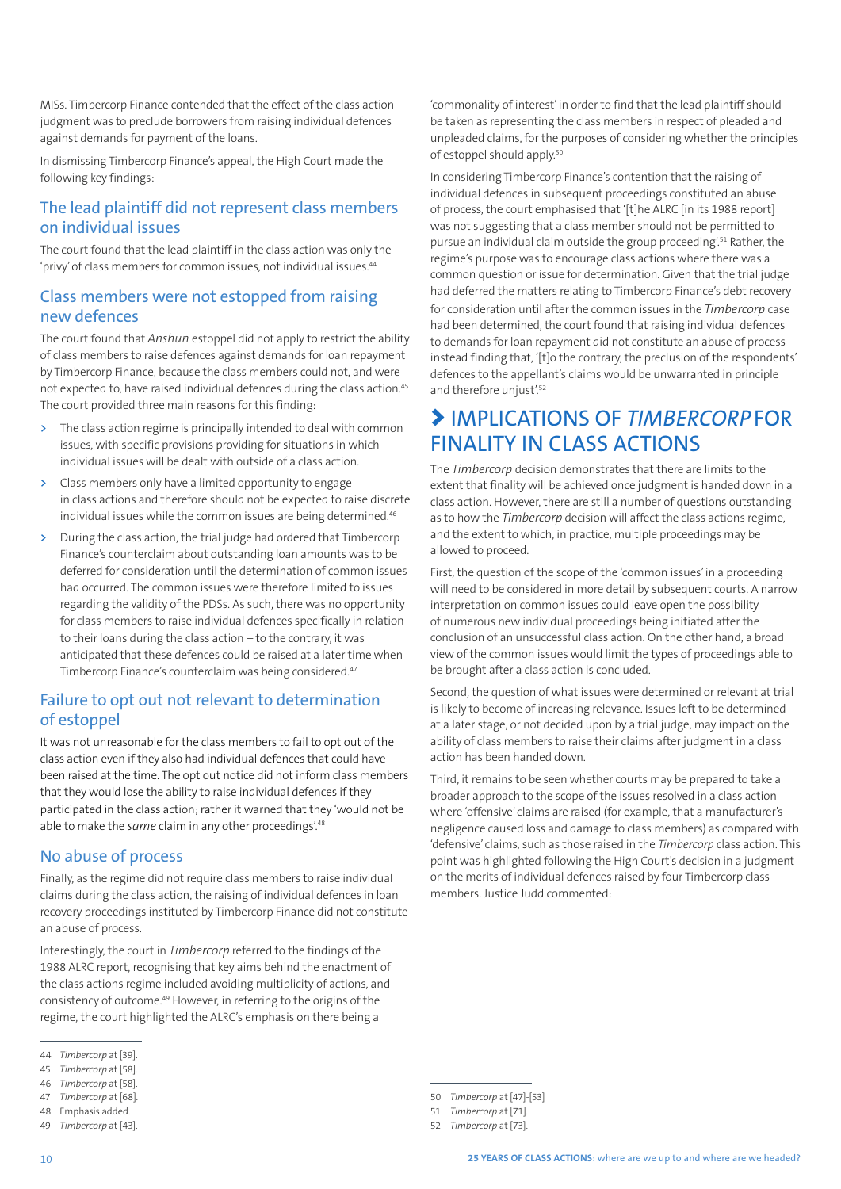MISs. Timbercorp Finance contended that the effect of the class action judgment was to preclude borrowers from raising individual defences against demands for payment of the loans.

In dismissing Timbercorp Finance's appeal, the High Court made the following key findings:

### The lead plaintiff did not represent class members on individual issues

The court found that the lead plaintiff in the class action was only the 'privy' of class members for common issues, not individual issues.[44]

### Class members were not estopped from raising new defences

The court found that *Anshun* estoppel did not apply to restrict the ability of class members to raise defences against demands for loan repayment by Timbercorp Finance, because the class members could not, and were not expected to, have raised individual defences during the class action.[45] The court provided three main reasons for this finding:

- The class action regime is principally intended to deal with common issues, with specific provisions providing for situations in which individual issues will be dealt with outside of a class action.
- Class members only have a limited opportunity to engage in class actions and therefore should not be expected to raise discrete individual issues while the common issues are being determined.[46]
- During the class action, the trial judge had ordered that Timbercorp Finance's counterclaim about outstanding loan amounts was to be deferred for consideration until the determination of common issues had occurred. The common issues were therefore limited to issues regarding the validity of the PDSs. As such, there was no opportunity for class members to raise individual defences specifically in relation to their loans during the class action – to the contrary, it was anticipated that these defences could be raised at a later time when Timbercorp Finance's counterclaim was being considered.[47]

### Failure to opt out not relevant to determination of estoppel

It was not unreasonable for the class members to fail to opt out of the class action even if they also had individual defences that could have been raised at the time. The opt out notice did not inform class members that they would lose the ability to raise individual defences if they participated in the class action; rather it warned that they 'would not be able to make the *same* claim in any other proceedings'.[48]

### No abuse of process

Finally, as the regime did not require class members to raise individual claims during the class action, the raising of individual defences in loan recovery proceedings instituted by Timbercorp Finance did not constitute an abuse of process.

Interestingly, the court in *Timbercorp* referred to the findings of the 1988 ALRC report, recognising that key aims behind the enactment of the class actions regime included avoiding multiplicity of actions, and consistency of outcome.[49] However, in referring to the origins of the regime, the court highlighted the ALRC's emphasis on there being a 'commonality of interest' in order to find that the lead plaintiff should be taken as representing the class members in respect of pleaded and unpleaded claims, for the purposes of considering whether the principles of estoppel should apply.[50]

In considering Timbercorp Finance's contention that the raising of individual defences in subsequent proceedings constituted an abuse of process, the court emphasised that '[t]he ALRC [in its 1988 report] was not suggesting that a class member should not be permitted to pursue an individual claim outside the group proceeding'.[51] Rather, the regime's purpose was to encourage class actions where there was a common question or issue for determination. Given that the trial judge had deferred the matters relating to Timbercorp Finance's debt recovery for consideration until after the common issues in the *Timbercorp* case had been determined, the court found that raising individual defences to demands for loan repayment did not constitute an abuse of process – instead finding that, '[t]o the contrary, the preclusion of the respondents' defences to the appellant's claims would be unwarranted in principle and therefore unjust'.[52]

## IMPLICATIONS OF *TIMBERCORP* FOR FINALITY IN CLASS ACTIONS

The *Timbercorp* decision demonstrates that there are limits to the extent that finality will be achieved once judgment is handed down in a class action. However, there are still a number of questions outstanding as to how the *Timbercorp* decision will affect the class actions regime, and the extent to which, in practice, multiple proceedings may be allowed to proceed.

First, the question of the scope of the 'common issues' in a proceeding will need to be considered in more detail by subsequent courts. A narrow interpretation on common issues could leave open the possibility of numerous new individual proceedings being initiated after the conclusion of an unsuccessful class action. On the other hand, a broad view of the common issues would limit the types of proceedings able to be brought after a class action is concluded.

Second, the question of what issues were determined or relevant at trial is likely to become of increasing relevance. Issues left to be determined at a later stage, or not decided upon by a trial judge, may impact on the ability of class members to raise their claims after judgment in a class action has been handed down.

Third, it remains to be seen whether courts may be prepared to take a broader approach to the scope of the issues resolved in a class action where 'offensive' claims are raised (for example, that a manufacturer's negligence caused loss and damage to class members) as compared with 'defensive' claims, such as those raised in the *Timbercorp* class action. This point was highlighted following the High Court's decision in a judgment on the merits of individual defences raised by four Timbercorp class members. Justice Judd commented:

---

44 *Timbercorp* at [39].

45 *Timbercorp* at [58].

46 *Timbercorp* at [58].

47 *Timbercorp* at [68].

48 Emphasis added.

49 *Timbercorp* at [43].

50 *Timbercorp* at [47]-[53]

51 *Timbercorp* at [71].

52 *Timbercorp* at [73].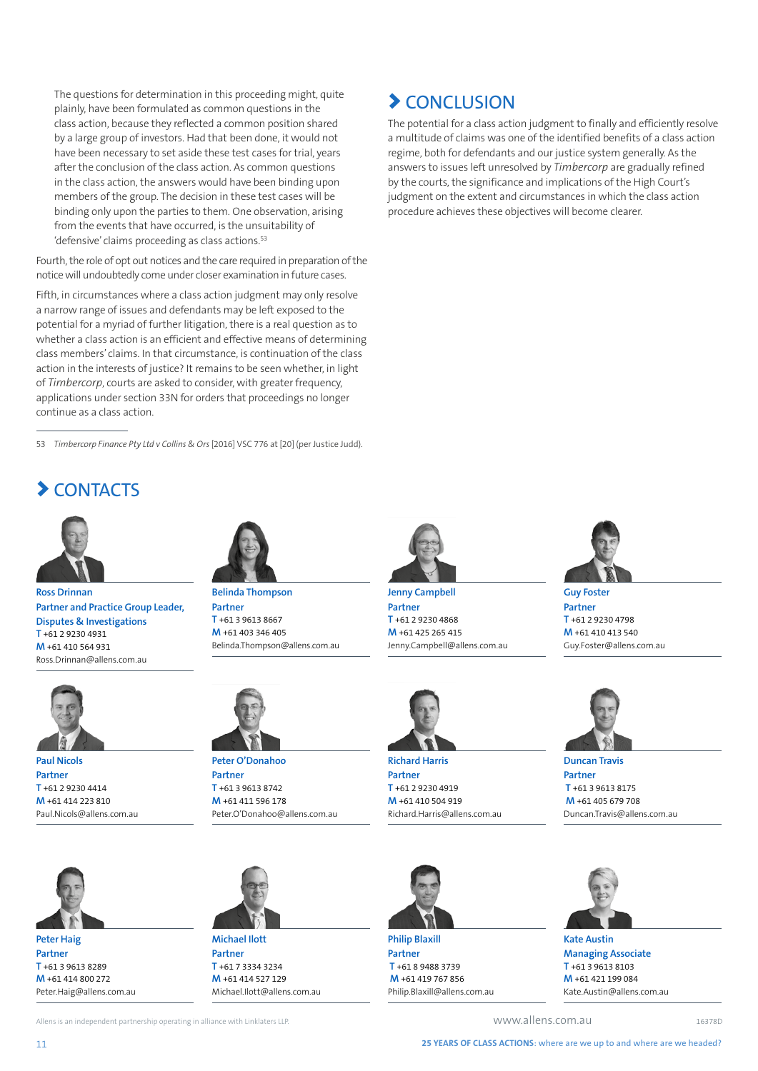> The questions for determination in this proceeding might, quite plainly, have been formulated as common questions in the class action, because they reflected a common position shared by a large group of investors. Had that been done, it would not have been necessary to set aside these test cases for trial, years after the conclusion of the class action. As common questions in the class action, the answers would have been binding upon members of the group. The decision in these test cases will be binding only upon the parties to them. One observation, arising from the events that have occurred, is the unsuitability of 'defensive' claims proceeding as class actions.[53]

Fourth, the role of opt out notices and the care required in preparation of the notice will undoubtedly come under closer examination in future cases.

Fifth, in circumstances where a class action judgment may only resolve a narrow range of issues and defendants may be left exposed to the potential for a myriad of further litigation, there is a real question as to whether a class action is an efficient and effective means of determining class members' claims. In that circumstance, is continuation of the class action in the interests of justice? It remains to be seen whether, in light of *Timbercorp*, courts are asked to consider, with greater frequency, applications under section 33N for orders that proceedings no longer continue as a class action.

53 *Timbercorp Finance Pty Ltd v Collins & Ors* [2016] VSC 776 at [20] (per Justice Judd).

## CONCLUSION

The potential for a class action judgment to finally and efficiently resolve a multitude of claims was one of the identified benefits of a class action regime, both for defendants and our justice system generally. As the answers to issues left unresolved by *Timbercorp* are gradually refined by the courts, the significance and implications of the High Court's judgment on the extent and circumstances in which the class action procedure achieves these objectives will become clearer.

## CONTACTS

**Ross Drinnan**
**Partner and Practice Group Leader, Disputes & Investigations**
**T** +61 2 9230 4931
**M** +61 410 564 931
Ross.Drinnan@allens.com.au

**Belinda Thompson**
**Partner**
**T** +61 3 9613 8667
**M** +61 403 346 405
Belinda.Thompson@allens.com.au

**Jenny Campbell**
**Partner**
**T** +61 2 9230 4868
**M** +61 425 265 415
Jenny.Campbell@allens.com.au

**Guy Foster**
**Partner**
**T** +61 2 9230 4798
**M** +61 410 413 540
Guy.Foster@allens.com.au

**Paul Nicols**
**Partner**
**T** +61 2 9230 4414
**M** +61 414 223 810
Paul.Nicols@allens.com.au

**Peter O'Donahoo**
**Partner**
**T** +61 3 9613 8742
**M** +61 411 596 178
Peter.O'Donahoo@allens.com.au

**Richard Harris**
**Partner**
**T** +61 2 9230 4919
**M** +61 410 504 919
Richard.Harris@allens.com.au

**Duncan Travis**
**Partner**
**T** +61 3 9613 8175
**M** +61 405 679 708
Duncan.Travis@allens.com.au

**Peter Haig**
**Partner**
**T** +61 3 9613 8289
**M** +61 414 800 272
Peter.Haig@allens.com.au

**Michael Ilott**
**Partner**
**T** +61 7 3334 3234
**M** +61 414 527 129
Michael.Ilott@allens.com.au

**Philip Blaxill**
**Partner**
**T** +61 8 9488 3739
**M** +61 419 767 856
Philip.Blaxill@allens.com.au

**Kate Austin**
**Managing Associate**
**T** +61 3 9613 8103
**M** +61 421 199 084
Kate.Austin@allens.com.au

Allens is an independent partnership operating in alliance with Linklaters LLP.

www.allens.com.au

16378D